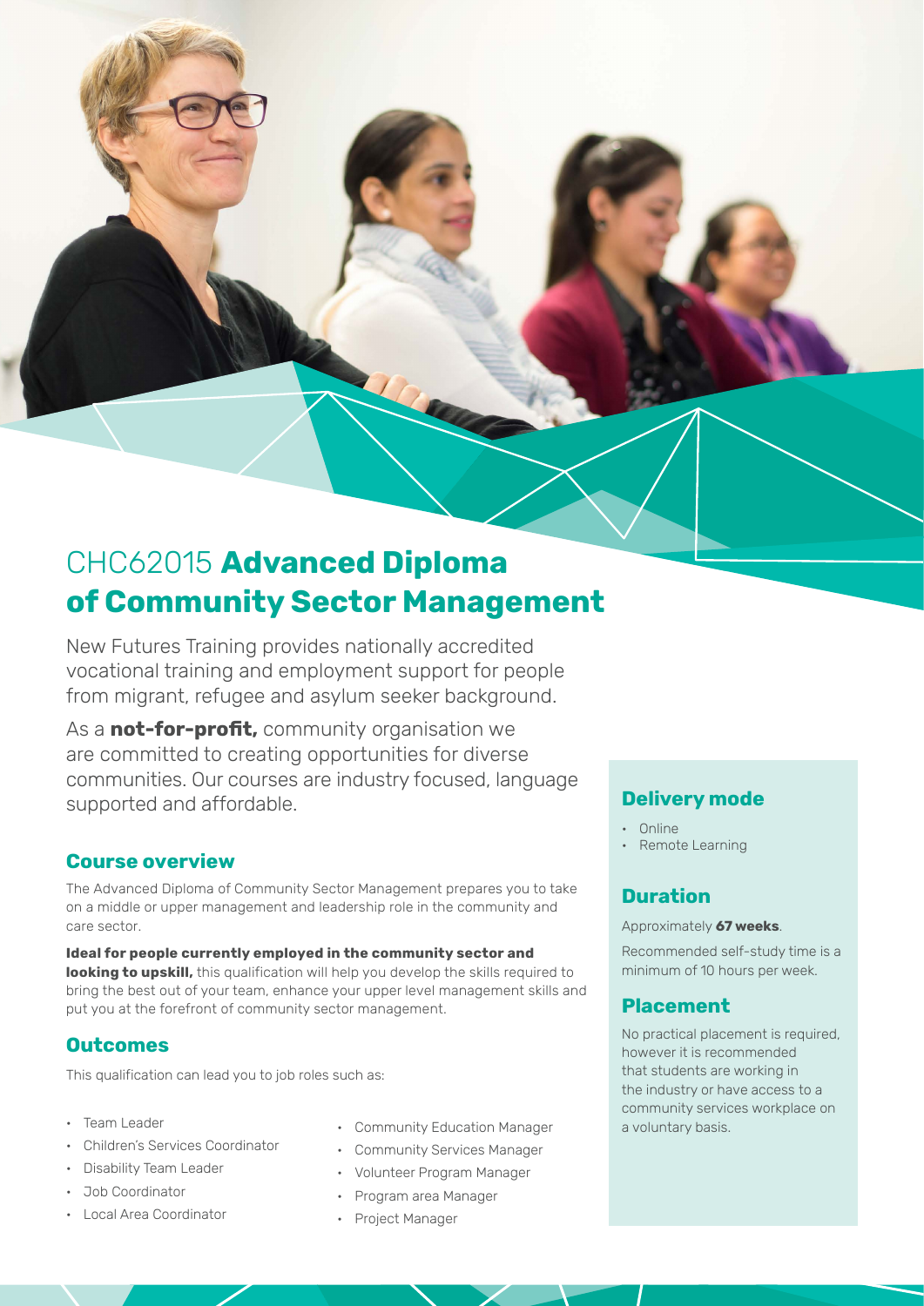# CHC62015 **Advanced Diploma of Community Sector Management**

New Futures Training provides nationally accredited vocational training and employment support for people from migrant, refugee and asylum seeker background.

As a **not-for-profit,** community organisation we are committed to creating opportunities for diverse communities. Our courses are industry focused, language supported and affordable.

## Course overview

The Advanced Diploma of Community Sector Management prepares you to take on a middle or upper management and leadership role in the community and care sector.

**Ideal for people currently employed in the community sector and looking to upskill,** this qualification will help you develop the skills required to bring the best out of your team, enhance your upper level management skills and put you at the forefront of community sector management.

## Outcomes

This qualification can lead you to job roles such as:

- Team Leader
- Children's Services Coordinator
- Disability Team Leader
- Job Coordinator
- Local Area Coordinator
- Community Education Manager
- Community Services Manager
- Volunteer Program Manager
- Program area Manager
- Project Manager

## Delivery mode

- Online
- Remote Learning

## Duration

Approximately **67 weeks**.

Recommended self-study time is a minimum of 10 hours per week.

## Placement

No practical placement is required, however it is recommended that students are working in the industry or have access to a community services workplace on a voluntary basis.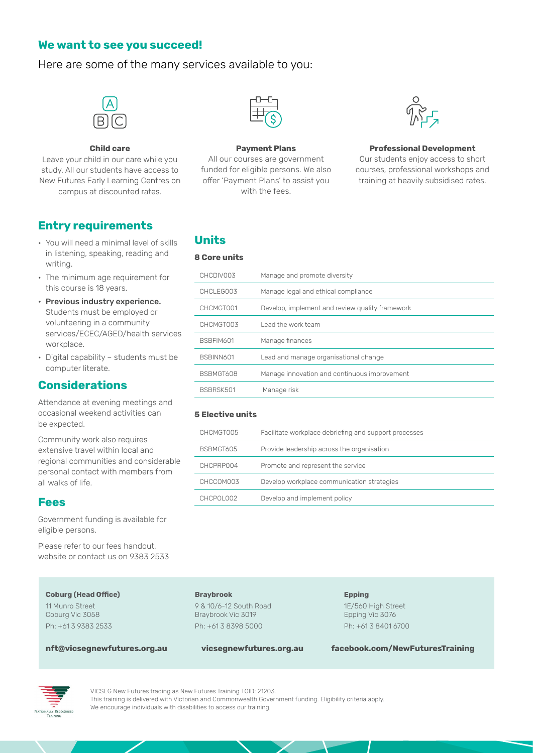## We want to see you succeed!

Here are some of the many services available to you:

**Child care**

Leave your child in our care while you study. All our students have access to New Futures Early Learning Centres on campus at discounted rates.

**Payment Plans**

All our courses are government funded for eligible persons. We also offer 'Payment Plans' to assist you with the fees.

**Professional Development**

Our students enjoy access to short courses, professional workshops and training at heavily subsidised rates.

## Entry requirements

- You will need a minimal level of skills in listening, speaking, reading and writing.
- The minimum age requirement for this course is 18 years.
- **Previous industry experience.** Students must be employed or volunteering in a community services/ECEC/AGED/health services workplace.
- Digital capability – students must be computer literate.

## Considerations

Attendance at evening meetings and occasional weekend activities can be expected.

Community work also requires extensive travel within local and regional communities and considerable personal contact with members from all walks of life.

## Fees

Government funding is available for eligible persons.

Please refer to our fees handout, website or contact us on 9383 2533

## Units

### 8 Core units

| | |
|---|---|
| CHCDIV003 | Manage and promote diversity |
| CHCLEG003 | Manage legal and ethical compliance |
| CHCMGT001 | Develop, implement and review quality framework |
| CHCMGT003 | Lead the work team |
| BSBFIM601 | Manage finances |
| BSBINN601 | Lead and manage organisational change |
| BSBMGT608 | Manage innovation and continuous improvement |
| BSBRSK501 | Manage risk |

### 5 Elective units

| | |
|---|---|
| CHCMGT005 | Facilitate workplace debriefing and support processes |
| BSBMGT605 | Provide leadership across the organisation |
| CHCPRP004 | Promote and represent the service |
| CHCCOM003 | Develop workplace communication strategies |
| CHCPOL002 | Develop and implement policy |

**Coburg (Head Office)**
11 Munro Street
Coburg Vic 3058
Ph: +61 3 9383 2533

**Braybrook**
9 & 10/6-12 South Road
Braybrook Vic 3019
Ph: +61 3 8398 5000

**Epping**
1E/560 High Street
Epping Vic 3076
Ph: +61 3 8401 6700

**nft@vicsegnewfutures.org.au** **vicsegnewfutures.org.au** **facebook.com/NewFuturesTraining**

NATIONALLY RECOGNISED TRAINING

VICSEG New Futures trading as New Futures Training TOID: 21203.
This training is delivered with Victorian and Commonwealth Government funding. Eligibility criteria apply.
We encourage individuals with disabilities to access our training.